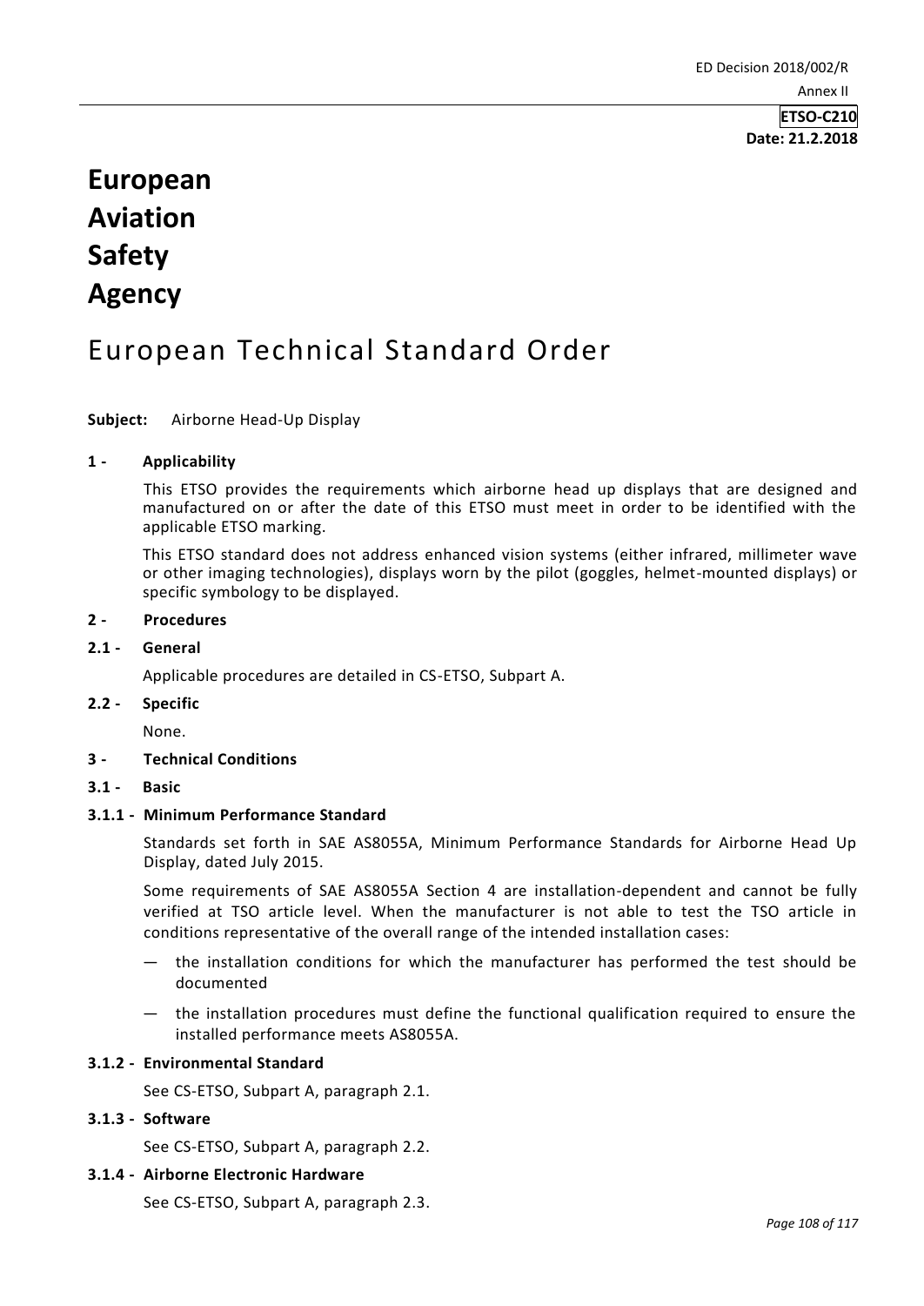ETSO-C210

Date: 21.2.2018

# European Aviation Safety Agency

# European Technical Standard Order

**Subject:** Airborne Head-Up Display

## 1 - Applicability

This ETSO provides the requirements which airborne head up displays that are designed and manufactured on or after the date of this ETSO must meet in order to be identified with the applicable ETSO marking.

This ETSO standard does not address enhanced vision systems (either infrared, millimeter wave or other imaging technologies), displays worn by the pilot (goggles, helmet-mounted displays) or specific symbology to be displayed.

## 2 - Procedures

### 2.1 - General

Applicable procedures are detailed in CS-ETSO, Subpart A.

### 2.2 - Specific

None.

## 3 - Technical Conditions

### 3.1 - Basic

#### 3.1.1 - Minimum Performance Standard

Standards set forth in SAE AS8055A, Minimum Performance Standards for Airborne Head Up Display, dated July 2015.

Some requirements of SAE AS8055A Section 4 are installation-dependent and cannot be fully verified at TSO article level. When the manufacturer is not able to test the TSO article in conditions representative of the overall range of the intended installation cases:

- the installation conditions for which the manufacturer has performed the test should be documented
- the installation procedures must define the functional qualification required to ensure the installed performance meets AS8055A.

#### 3.1.2 - Environmental Standard

See CS-ETSO, Subpart A, paragraph 2.1.

#### 3.1.3 - Software

See CS-ETSO, Subpart A, paragraph 2.2.

#### 3.1.4 - Airborne Electronic Hardware

See CS-ETSO, Subpart A, paragraph 2.3.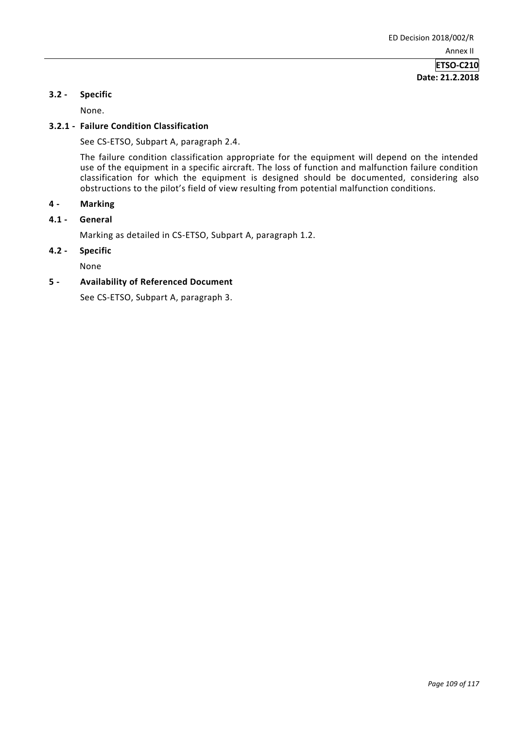### 3.2 - Specific

None.

#### 3.2.1 - Failure Condition Classification

See CS-ETSO, Subpart A, paragraph 2.4.

The failure condition classification appropriate for the equipment will depend on the intended use of the equipment in a specific aircraft. The loss of function and malfunction failure condition classification for which the equipment is designed should be documented, considering also obstructions to the pilot's field of view resulting from potential malfunction conditions.

## 4 - Marking

### 4.1 - General

Marking as detailed in CS-ETSO, Subpart A, paragraph 1.2.

### 4.2 - Specific

None

## 5 - Availability of Referenced Document

See CS-ETSO, Subpart A, paragraph 3.